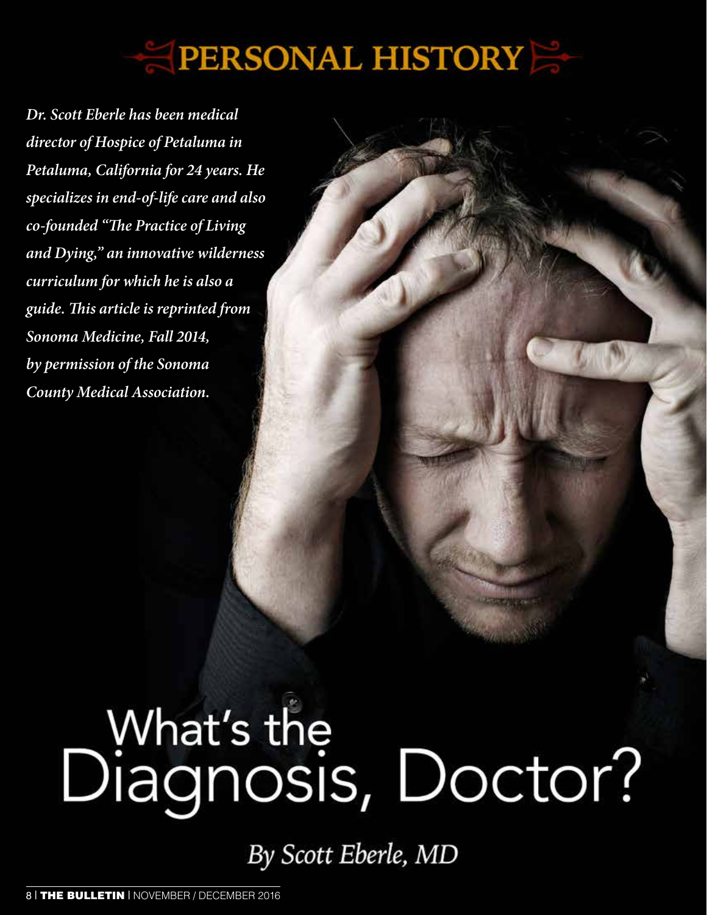# PERSONAL HISTORY

*Dr. Scott Eberle has been medical director of Hospice of Petaluma in Petaluma, California for 24 years. He specializes in end-of-life care and also co-founded "The Practice of Living and Dying," an innovative wilderness curriculum for which he is also a guide. This article is reprinted from Sonoma Medicine, Fall 2014, by permission of the Sonoma County Medical Association.*

# What's the Diagnosis, Doctor?

*By Scott Eberle, MD*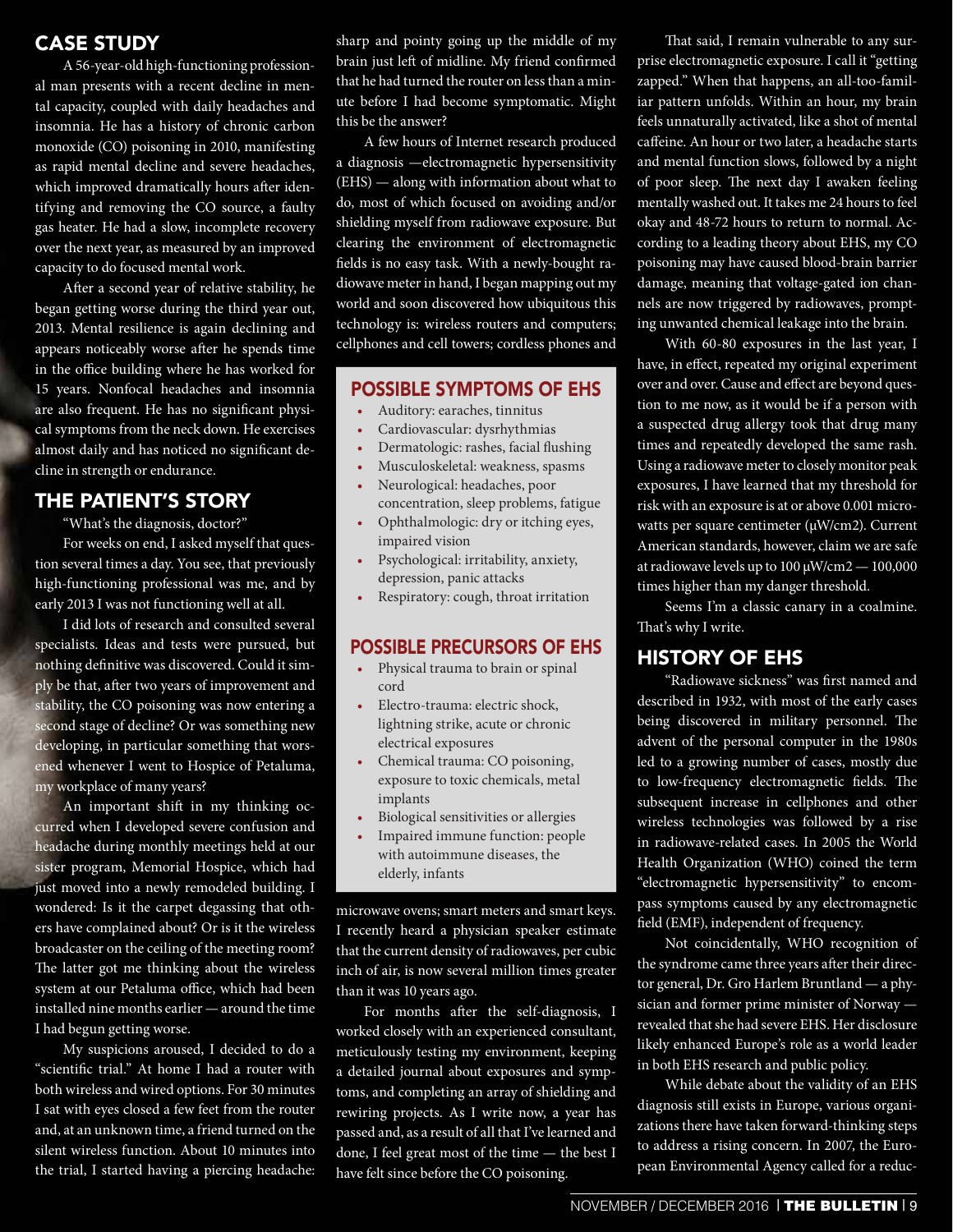## CASE STUDY

A 56-year-old high-functioning professional man presents with a recent decline in mental capacity, coupled with daily headaches and insomnia. He has a history of chronic carbon monoxide (CO) poisoning in 2010, manifesting as rapid mental decline and severe headaches, which improved dramatically hours after identifying and removing the CO source, a faulty gas heater. He had a slow, incomplete recovery over the next year, as measured by an improved capacity to do focused mental work.

After a second year of relative stability, he began getting worse during the third year out, 2013. Mental resilience is again declining and appears noticeably worse after he spends time in the office building where he has worked for 15 years. Nonfocal headaches and insomnia are also frequent. He has no significant physical symptoms from the neck down. He exercises almost daily and has noticed no significant decline in strength or endurance.

## THE PATIENT'S STORY

"What's the diagnosis, doctor?"

For weeks on end, I asked myself that question several times a day. You see, that previously high-functioning professional was me, and by early 2013 I was not functioning well at all.

I did lots of research and consulted several specialists. Ideas and tests were pursued, but nothing definitive was discovered. Could it simply be that, after two years of improvement and stability, the CO poisoning was now entering a second stage of decline? Or was something new developing, in particular something that worsened whenever I went to Hospice of Petaluma, my workplace of many years?

An important shift in my thinking occurred when I developed severe confusion and headache during monthly meetings held at our sister program, Memorial Hospice, which had just moved into a newly remodeled building. I wondered: Is it the carpet degassing that others have complained about? Or is it the wireless broadcaster on the ceiling of the meeting room? The latter got me thinking about the wireless system at our Petaluma office, which had been installed nine months earlier — around the time I had begun getting worse.

My suspicions aroused, I decided to do a "scientific trial." At home I had a router with both wireless and wired options. For 30 minutes I sat with eyes closed a few feet from the router and, at an unknown time, a friend turned on the silent wireless function. About 10 minutes into the trial, I started having a piercing headache: sharp and pointy going up the middle of my brain just left of midline. My friend confirmed that he had turned the router on less than a minute before I had become symptomatic. Might this be the answer?

A few hours of Internet research produced a diagnosis —electromagnetic hypersensitivity (EHS) — along with information about what to do, most of which focused on avoiding and/or shielding myself from radiowave exposure. But clearing the environment of electromagnetic fields is no easy task. With a newly-bought radiowave meter in hand, I began mapping out my world and soon discovered how ubiquitous this technology is: wireless routers and computers; cellphones and cell towers; cordless phones and microwave ovens; smart meters and smart keys. I recently heard a physician speaker estimate that the current density of radiowaves, per cubic inch of air, is now several million times greater than it was 10 years ago.

For months after the self-diagnosis, I worked closely with an experienced consultant, meticulously testing my environment, keeping a detailed journal about exposures and symptoms, and completing an array of shielding and rewiring projects. As I write now, a year has passed and, as a result of all that I've learned and done, I feel great most of the time — the best I have felt since before the CO poisoning.

### POSSIBLE SYMPTOMS OF EHS

- Auditory: earaches, tinnitus
- Cardiovascular: dysrhythmias
- Dermatologic: rashes, facial flushing
- Musculoskeletal: weakness, spasms
- Neurological: headaches, poor concentration, sleep problems, fatigue
- Ophthalmologic: dry or itching eyes, impaired vision
- Psychological: irritability, anxiety, depression, panic attacks
- Respiratory: cough, throat irritation

### POSSIBLE PRECURSORS OF EHS

- Physical trauma to brain or spinal cord
- Electro-trauma: electric shock, lightning strike, acute or chronic electrical exposures
- Chemical trauma: CO poisoning, exposure to toxic chemicals, metal implants
- Biological sensitivities or allergies
- Impaired immune function: people with autoimmune diseases, the elderly, infants

That said, I remain vulnerable to any surprise electromagnetic exposure. I call it "getting zapped." When that happens, an all-too-familiar pattern unfolds. Within an hour, my brain feels unnaturally activated, like a shot of mental caffeine. An hour or two later, a headache starts and mental function slows, followed by a night of poor sleep. The next day I awaken feeling mentally washed out. It takes me 24 hours to feel okay and 48-72 hours to return to normal. According to a leading theory about EHS, my CO poisoning may have caused blood-brain barrier damage, meaning that voltage-gated ion channels are now triggered by radiowaves, prompting unwanted chemical leakage into the brain.

With 60-80 exposures in the last year, I have, in effect, repeated my original experiment over and over. Cause and effect are beyond question to me now, as it would be if a person with a suspected drug allergy took that drug many times and repeatedly developed the same rash. Using a radiowave meter to closely monitor peak exposures, I have learned that my threshold for risk with an exposure is at or above 0.001 microwatts per square centimeter (μW/cm2). Current American standards, however, claim we are safe at radiowave levels up to 100 μW/cm2 — 100,000 times higher than my danger threshold.

Seems I'm a classic canary in a coalmine. That's why I write.

## HISTORY OF EHS

"Radiowave sickness" was first named and described in 1932, with most of the early cases being discovered in military personnel. The advent of the personal computer in the 1980s led to a growing number of cases, mostly due to low-frequency electromagnetic fields. The subsequent increase in cellphones and other wireless technologies was followed by a rise in radiowave-related cases. In 2005 the World Health Organization (WHO) coined the term "electromagnetic hypersensitivity" to encompass symptoms caused by any electromagnetic field (EMF), independent of frequency.

Not coincidentally, WHO recognition of the syndrome came three years after their director general, Dr. Gro Harlem Bruntland — a physician and former prime minister of Norway — revealed that she had severe EHS. Her disclosure likely enhanced Europe's role as a world leader in both EHS research and public policy.

While debate about the validity of an EHS diagnosis still exists in Europe, various organizations there have taken forward-thinking steps to address a rising concern. In 2007, the European Environmental Agency called for a reduc-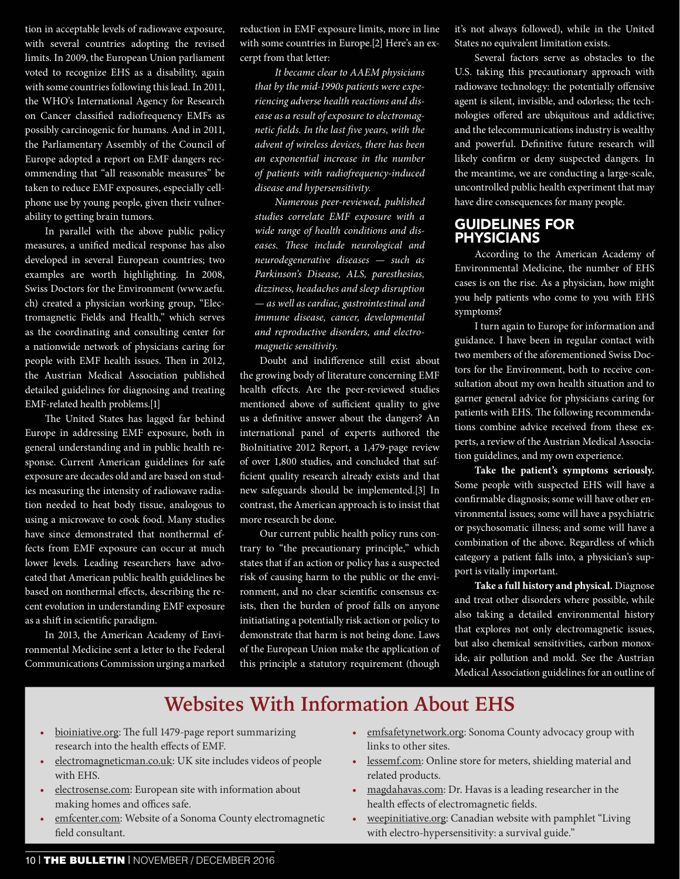tion in acceptable levels of radiowave exposure, with several countries adopting the revised limits. In 2009, the European Union parliament voted to recognize EHS as a disability, again with some countries following this lead. In 2011, the WHO's International Agency for Research on Cancer classified radiofrequency EMFs as possibly carcinogenic for humans. And in 2011, the Parliamentary Assembly of the Council of Europe adopted a report on EMF dangers recommending that "all reasonable measures" be taken to reduce EMF exposures, especially cellphone use by young people, given their vulnerability to getting brain tumors.

In parallel with the above public policy measures, a unified medical response has also developed in several European countries; two examples are worth highlighting. In 2008, Swiss Doctors for the Environment (www.aefu.ch) created a physician working group, "Electromagnetic Fields and Health," which serves as the coordinating and consulting center for a nationwide network of physicians caring for people with EMF health issues. Then in 2012, the Austrian Medical Association published detailed guidelines for diagnosing and treating EMF-related health problems.[1]

The United States has lagged far behind Europe in addressing EMF exposure, both in general understanding and in public health response. Current American guidelines for safe exposure are decades old and are based on studies measuring the intensity of radiowave radiation needed to heat body tissue, analogous to using a microwave to cook food. Many studies have since demonstrated that nonthermal effects from EMF exposure can occur at much lower levels. Leading researchers have advocated that American public health guidelines be based on nonthermal effects, describing the recent evolution in understanding EMF exposure as a shift in scientific paradigm.

In 2013, the American Academy of Environmental Medicine sent a letter to the Federal Communications Commission urging a marked reduction in EMF exposure limits, more in line with some countries in Europe.[2] Here's an excerpt from that letter:

> *It became clear to AAEM physicians that by the mid-1990s patients were experiencing adverse health reactions and disease as a result of exposure to electromagnetic fields. In the last five years, with the advent of wireless devices, there has been an exponential increase in the number of patients with radiofrequency-induced disease and hypersensitivity.*
>
> *Numerous peer-reviewed, published studies correlate EMF exposure with a wide range of health conditions and diseases. These include neurological and neurodegenerative diseases — such as Parkinson's Disease, ALS, paresthesias, dizziness, headaches and sleep disruption — as well as cardiac, gastrointestinal and immune disease, cancer, developmental and reproductive disorders, and electromagnetic sensitivity.*

Doubt and indifference still exist about the growing body of literature concerning EMF health effects. Are the peer-reviewed studies mentioned above of sufficient quality to give us a definitive answer about the dangers? An international panel of experts authored the BioInitiative 2012 Report, a 1,479-page review of over 1,800 studies, and concluded that sufficient quality research already exists and that new safeguards should be implemented.[3] In contrast, the American approach is to insist that more research be done.

Our current public health policy runs contrary to "the precautionary principle," which states that if an action or policy has a suspected risk of causing harm to the public or the environment, and no clear scientific consensus exists, then the burden of proof falls on anyone initiatiating a potentially risk action or policy to demonstrate that harm is not being done. Laws of the European Union make the application of this principle a statutory requirement (though it's not always followed), while in the United States no equivalent limitation exists.

Several factors serve as obstacles to the U.S. taking this precautionary approach with radiowave technology: the potentially offensive agent is silent, invisible, and odorless; the technologies offered are ubiquitous and addictive; and the telecommunications industry is wealthy and powerful. Definitive future research will likely confirm or deny suspected dangers. In the meantime, we are conducting a large-scale, uncontrolled public health experiment that may have dire consequences for many people.

## GUIDELINES FOR PHYSICIANS

According to the American Academy of Environmental Medicine, the number of EHS cases is on the rise. As a physician, how might you help patients who come to you with EHS symptoms?

I turn again to Europe for information and guidance. I have been in regular contact with two members of the aforementioned Swiss Doctors for the Environment, both to receive consultation about my own health situation and to garner general advice for physicians caring for patients with EHS. The following recommendations combine advice received from these experts, a review of the Austrian Medical Association guidelines, and my own experience.

**Take the patient's symptoms seriously.** Some people with suspected EHS will have a confirmable diagnosis; some will have other environmental issues; some will have a psychiatric or psychosomatic illness; and some will have a combination of the above. Regardless of which category a patient falls into, a physician's support is vitally important.

**Take a full history and physical.** Diagnose and treat other disorders where possible, while also taking a detailed environmental history that explores not only electromagnetic issues, but also chemical sensitivities, carbon monoxide, air pollution and mold. See the Austrian Medical Association guidelines for an outline of

## Websites With Information About EHS

- bioiniative.org: The full 1479-page report summarizing research into the health effects of EMF.
- electromagneticman.co.uk: UK site includes videos of people with EHS.
- electrosense.com: European site with information about making homes and offices safe.
- emfcenter.com: Website of a Sonoma County electromagnetic field consultant.
- emfsafetynetwork.org: Sonoma County advocacy group with links to other sites.
- lessemf.com: Online store for meters, shielding material and related products.
- magdahavas.com: Dr. Havas is a leading researcher in the health effects of electromagnetic fields.
- weepinitiative.org: Canadian website with pamphlet "Living with electro-hypersensitivity: a survival guide."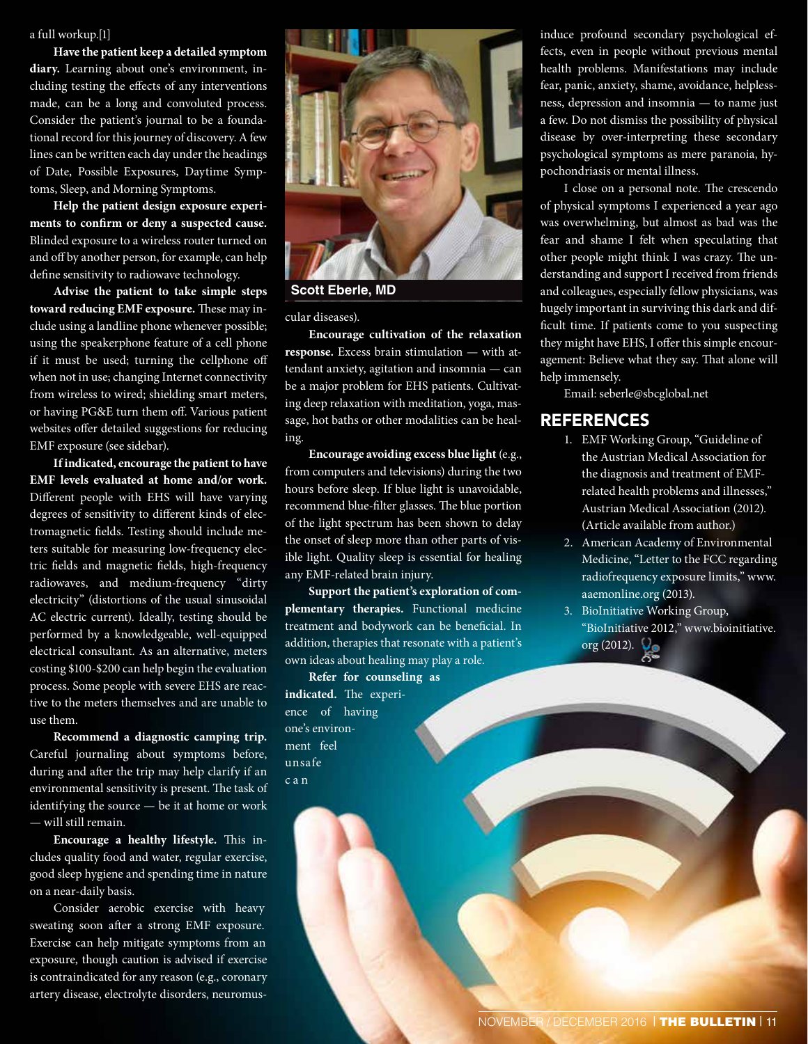a full workup.[1]

**Have the patient keep a detailed symptom diary.** Learning about one's environment, including testing the effects of any interventions made, can be a long and convoluted process. Consider the patient's journal to be a foundational record for this journey of discovery. A few lines can be written each day under the headings of Date, Possible Exposures, Daytime Symptoms, Sleep, and Morning Symptoms.

**Help the patient design exposure experiments to confirm or deny a suspected cause.** Blinded exposure to a wireless router turned on and off by another person, for example, can help define sensitivity to radiowave technology.

**Advise the patient to take simple steps toward reducing EMF exposure.** These may include using a landline phone whenever possible; using the speakerphone feature of a cell phone if it must be used; turning the cellphone off when not in use; changing Internet connectivity from wireless to wired; shielding smart meters, or having PG&E turn them off. Various patient websites offer detailed suggestions for reducing EMF exposure (see sidebar).

**If indicated, encourage the patient to have EMF levels evaluated at home and/or work.** Different people with EHS will have varying degrees of sensitivity to different kinds of electromagnetic fields. Testing should include meters suitable for measuring low-frequency electric fields and magnetic fields, high-frequency radiowaves, and medium-frequency "dirty electricity" (distortions of the usual sinusoidal AC electric current). Ideally, testing should be performed by a knowledgeable, well-equipped electrical consultant. As an alternative, meters costing $100-$200 can help begin the evaluation process. Some people with severe EHS are reactive to the meters themselves and are unable to use them.

**Recommend a diagnostic camping trip.** Careful journaling about symptoms before, during and after the trip may help clarify if an environmental sensitivity is present. The task of identifying the source — be it at home or work — will still remain.

**Encourage a healthy lifestyle.** This includes quality food and water, regular exercise, good sleep hygiene and spending time in nature on a near-daily basis.

Consider aerobic exercise with heavy sweating soon after a strong EMF exposure. Exercise can help mitigate symptoms from an exposure, though caution is advised if exercise is contraindicated for any reason (e.g., coronary artery disease, electrolyte disorders, neuromuscular diseases).

Scott Eberle, MD

**Encourage cultivation of the relaxation response.** Excess brain stimulation — with attendant anxiety, agitation and insomnia — can be a major problem for EHS patients. Cultivating deep relaxation with meditation, yoga, massage, hot baths or other modalities can be healing.

**Encourage avoiding excess blue light** (e.g., from computers and televisions) during the two hours before sleep. If blue light is unavoidable, recommend blue-filter glasses. The blue portion of the light spectrum has been shown to delay the onset of sleep more than other parts of visible light. Quality sleep is essential for healing any EMF-related brain injury.

**Support the patient's exploration of complementary therapies.** Functional medicine treatment and bodywork can be beneficial. In addition, therapies that resonate with a patient's own ideas about healing may play a role.

**Refer for counseling as indicated.** The experience of having one's environment feel unsafe can induce profound secondary psychological effects, even in people without previous mental health problems. Manifestations may include fear, panic, anxiety, shame, avoidance, helplessness, depression and insomnia — to name just a few. Do not dismiss the possibility of physical disease by over-interpreting these secondary psychological symptoms as mere paranoia, hypochondriasis or mental illness.

I close on a personal note. The crescendo of physical symptoms I experienced a year ago was overwhelming, but almost as bad was the fear and shame I felt when speculating that other people might think I was crazy. The understanding and support I received from friends and colleagues, especially fellow physicians, was hugely important in surviving this dark and difficult time. If patients come to you suspecting they might have EHS, I offer this simple encouragement: Believe what they say. That alone will help immensely.

Email: seberle@sbcglobal.net

## REFERENCES

1. EMF Working Group, "Guideline of the Austrian Medical Association for the diagnosis and treatment of EMF-related health problems and illnesses," Austrian Medical Association (2012). (Article available from author.)
2. American Academy of Environmental Medicine, "Letter to the FCC regarding radiofrequency exposure limits," www.aaemonline.org (2013).
3. BioInitiative Working Group, "BioInitiative 2012," www.bioinitiative.org (2012).